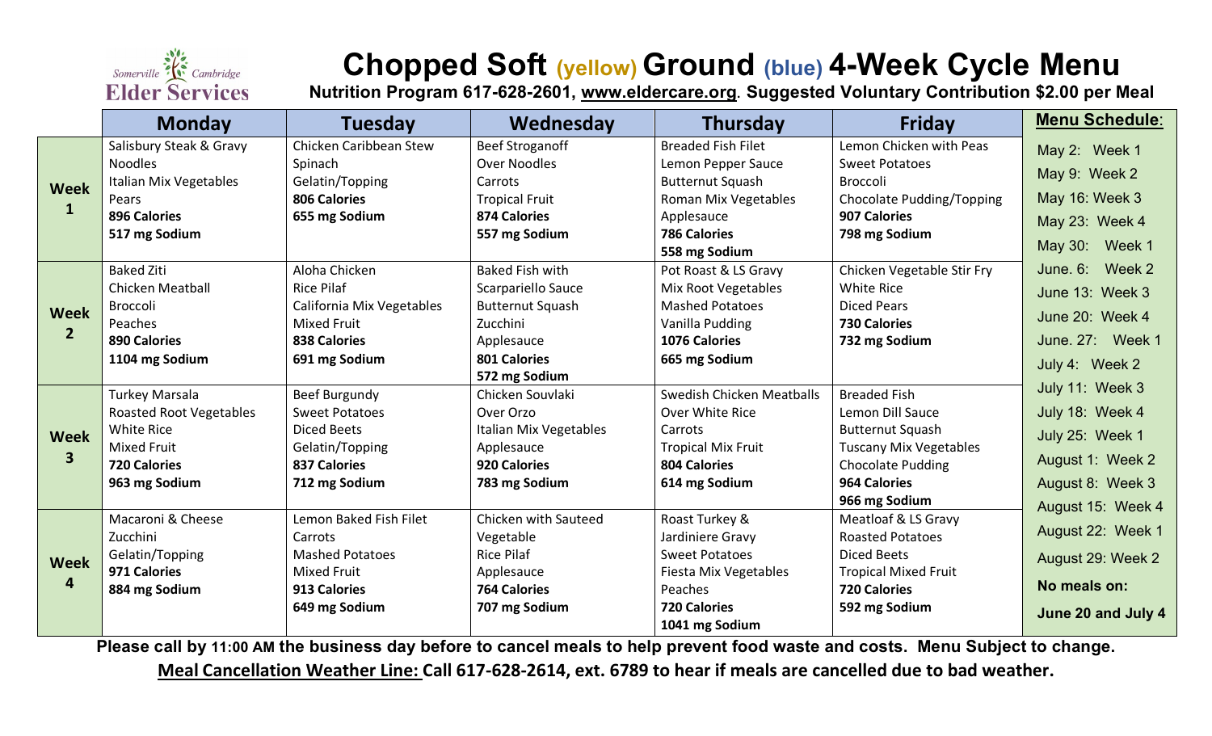Somerville Cambridge Elder Services

# Chopped Soft (yellow) Ground (blue) 4-Week Cycle Menu

**Nutrition Program 617-628-2601, www.eldercare.org. Suggested Voluntary Contribution $2.00 per Meal**

| | Monday | Tuesday | Wednesday | Thursday | Friday |
|---|---|---|---|---|---|
| **Week 1** | Salisbury Steak & Gravy<br>Noodles<br>Italian Mix Vegetables<br>Pears<br>**896 Calories**<br>**517 mg Sodium** | Chicken Caribbean Stew<br>Spinach<br>Gelatin/Topping<br>**806 Calories**<br>**655 mg Sodium** | Beef Stroganoff<br>Over Noodles<br>Carrots<br>Tropical Fruit<br>**874 Calories**<br>**557 mg Sodium** | Breaded Fish Filet<br>Lemon Pepper Sauce<br>Butternut Squash<br>Roman Mix Vegetables<br>Applesauce<br>**786 Calories**<br>**558 mg Sodium** | Lemon Chicken with Peas<br>Sweet Potatoes<br>Broccoli<br>Chocolate Pudding/Topping<br>**907 Calories**<br>**798 mg Sodium** |
| **Week 2** | Baked Ziti<br>Chicken Meatball<br>Broccoli<br>Peaches<br>**890 Calories**<br>**1104 mg Sodium** | Aloha Chicken<br>Rice Pilaf<br>California Mix Vegetables<br>Mixed Fruit<br>**838 Calories**<br>**691 mg Sodium** | Baked Fish with<br>Scarpariello Sauce<br>Butternut Squash<br>Zucchini<br>Applesauce<br>**801 Calories**<br>**572 mg Sodium** | Pot Roast & LS Gravy<br>Mix Root Vegetables<br>Mashed Potatoes<br>Vanilla Pudding<br>**1076 Calories**<br>**665 mg Sodium** | Chicken Vegetable Stir Fry<br>White Rice<br>Diced Pears<br>**730 Calories**<br>**732 mg Sodium** |
| **Week 3** | Turkey Marsala<br>Roasted Root Vegetables<br>White Rice<br>Mixed Fruit<br>**720 Calories**<br>**963 mg Sodium** | Beef Burgundy<br>Sweet Potatoes<br>Diced Beets<br>Gelatin/Topping<br>**837 Calories**<br>**712 mg Sodium** | Chicken Souvlaki<br>Over Orzo<br>Italian Mix Vegetables<br>Applesauce<br>**920 Calories**<br>**783 mg Sodium** | Swedish Chicken Meatballs<br>Over White Rice<br>Carrots<br>Tropical Mix Fruit<br>**804 Calories**<br>**614 mg Sodium** | Breaded Fish<br>Lemon Dill Sauce<br>Butternut Squash<br>Tuscany Mix Vegetables<br>Chocolate Pudding<br>**964 Calories**<br>**966 mg Sodium** |
| **Week 4** | Macaroni & Cheese<br>Zucchini<br>Gelatin/Topping<br>**971 Calories**<br>**884 mg Sodium** | Lemon Baked Fish Filet<br>Carrots<br>Mashed Potatoes<br>Mixed Fruit<br>**913 Calories**<br>**649 mg Sodium** | Chicken with Sauteed Vegetable<br>Rice Pilaf<br>Applesauce<br>**764 Calories**<br>**707 mg Sodium** | Roast Turkey &<br>Jardiniere Gravy<br>Sweet Potatoes<br>Fiesta Mix Vegetables<br>Peaches<br>**720 Calories**<br>**1041 mg Sodium** | Meatloaf & LS Gravy<br>Roasted Potatoes<br>Diced Beets<br>Tropical Mixed Fruit<br>**720 Calories**<br>**592 mg Sodium** |

**Menu Schedule:**

- May 2: Week 1
- May 9: Week 2
- May 16: Week 3
- May 23: Week 4
- May 30: Week 1
- June. 6: Week 2
- June 13: Week 3
- June 20: Week 4
- June. 27: Week 1
- July 4: Week 2
- July 11: Week 3
- July 18: Week 4
- July 25: Week 1
- August 1: Week 2
- August 8: Week 3
- August 15: Week 4
- August 22: Week 1
- August 29: Week 2

**No meals on:**

**June 20 and July 4**

**Please call by 11:00 AM the business day before to cancel meals to help prevent food waste and costs. Menu Subject to change.**

**Meal Cancellation Weather Line: Call 617-628-2614, ext. 6789 to hear if meals are cancelled due to bad weather.**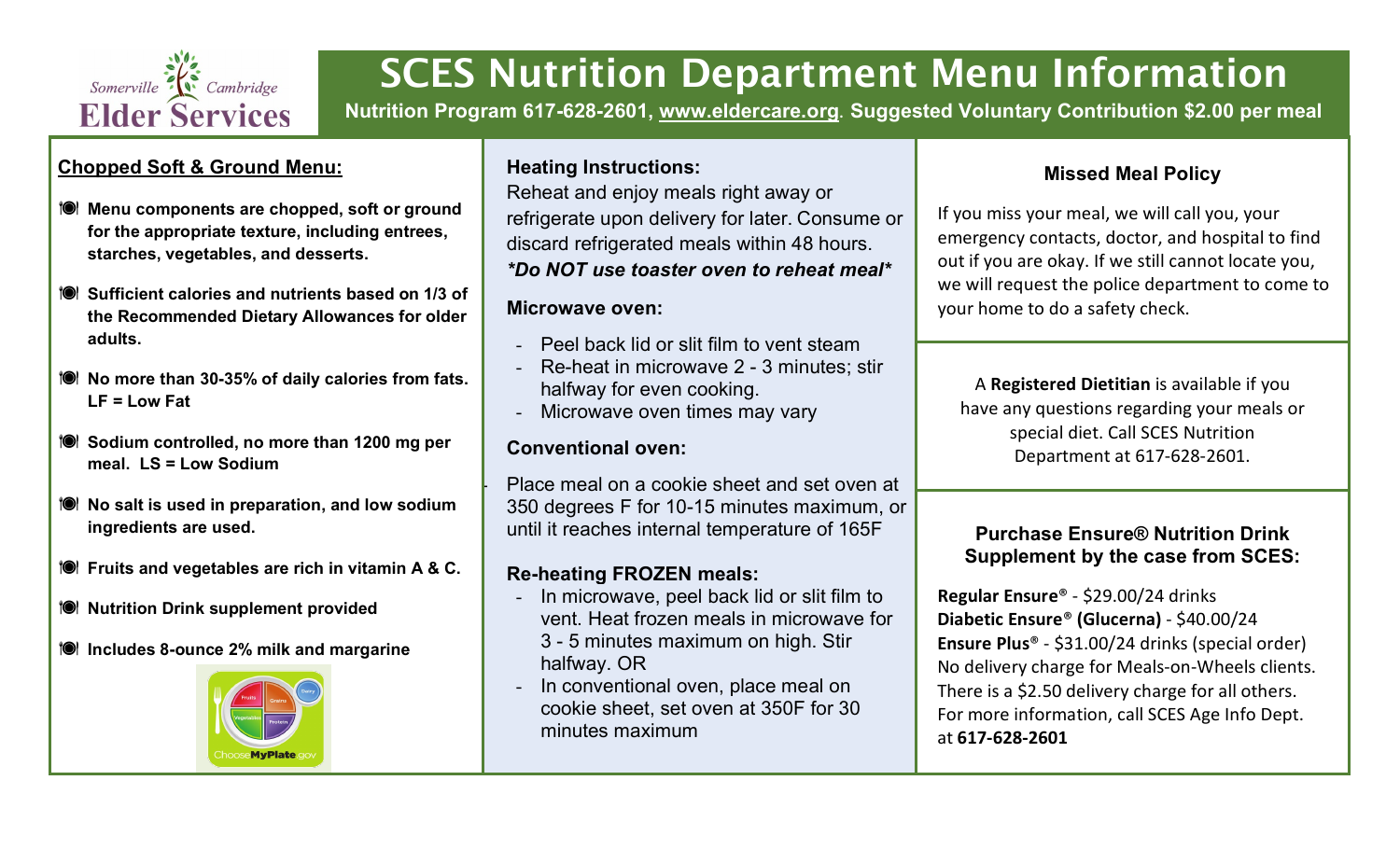# SCES Nutrition Department Menu Information

**Nutrition Program 617-628-2601, www.eldercare.org. Suggested Voluntary Contribution $2.00 per meal**

Somerville Cambridge Elder Services

## Chopped Soft & Ground Menu:

- **Menu components are chopped, soft or ground for the appropriate texture, including entrees, starches, vegetables, and desserts.**
- **Sufficient calories and nutrients based on 1/3 of the Recommended Dietary Allowances for older adults.**
- **No more than 30-35% of daily calories from fats. LF = Low Fat**
- **Sodium controlled, no more than 1200 mg per meal. LS = Low Sodium**
- **No salt is used in preparation, and low sodium ingredients are used.**
- **Fruits and vegetables are rich in vitamin A & C.**
- **Nutrition Drink supplement provided**
- **Includes 8-ounce 2% milk and margarine**

ChooseMyPlate.gov

### Heating Instructions:

Reheat and enjoy meals right away or refrigerate upon delivery for later. Consume or discard refrigerated meals within 48 hours.
***Do NOT use toaster oven to reheat meal***

**Microwave oven:**

- Peel back lid or slit film to vent steam
- Re-heat in microwave 2 - 3 minutes; stir halfway for even cooking.
- Microwave oven times may vary

**Conventional oven:**

Place meal on a cookie sheet and set oven at 350 degrees F for 10-15 minutes maximum, or until it reaches internal temperature of 165F

**Re-heating FROZEN meals:**

- In microwave, peel back lid or slit film to vent. Heat frozen meals in microwave for 3 - 5 minutes maximum on high. Stir halfway. OR
- In conventional oven, place meal on cookie sheet, set oven at 350F for 30 minutes maximum

### Missed Meal Policy

If you miss your meal, we will call you, your emergency contacts, doctor, and hospital to find out if you are okay. If we still cannot locate you, we will request the police department to come to your home to do a safety check.

A **Registered Dietitian** is available if you have any questions regarding your meals or special diet. Call SCES Nutrition Department at 617-628-2601.

### Purchase Ensure® Nutrition Drink Supplement by the case from SCES:

**Regular Ensure®** - $29.00/24 drinks
**Diabetic Ensure® (Glucerna)** - $40.00/24
**Ensure Plus®** - $31.00/24 drinks (special order)
No delivery charge for Meals-on-Wheels clients. There is a $2.50 delivery charge for all others. For more information, call SCES Age Info Dept. at **617-628-2601**